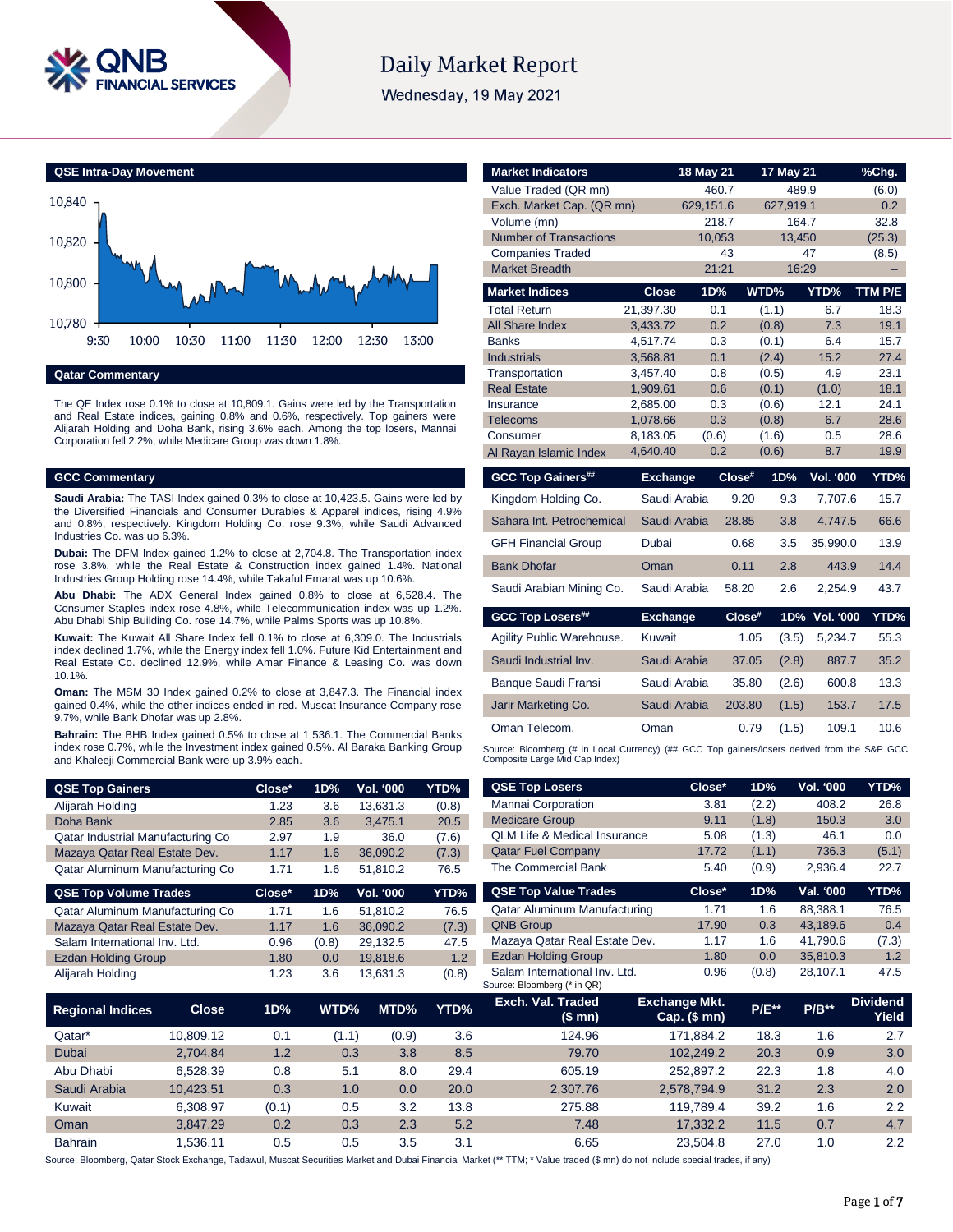# Daily Market Report

Wednesday, 19 May 2021

## QSE Intra-Day Movement

## Qatar Commentary

The QE Index rose 0.1% to close at 10,809.1. Gains were led by the Transportation and Real Estate indices, gaining 0.8% and 0.6%, respectively. Top gainers were Alijarah Holding and Doha Bank, rising 3.6% each. Among the top losers, Mannai Corporation fell 2.2%, while Medicare Group was down 1.8%.

## GCC Commentary

**Saudi Arabia:** The TASI Index gained 0.3% to close at 10,423.5. Gains were led by the Diversified Financials and Consumer Durables & Apparel indices, rising 4.9% and 0.8%, respectively. Kingdom Holding Co. rose 9.3%, while Saudi Advanced Industries Co. was up 6.3%.

**Dubai:** The DFM Index gained 1.2% to close at 2,704.8. The Transportation index rose 3.8%, while the Real Estate & Construction index gained 1.4%. National Industries Group Holding rose 14.4%, while Takaful Emarat was up 10.6%.

**Abu Dhabi:** The ADX General Index gained 0.8% to close at 6,528.4. The Consumer Staples index rose 4.8%, while Telecommunication index was up 1.2%. Abu Dhabi Ship Building Co. rose 14.7%, while Palms Sports was up 10.8%.

**Kuwait:** The Kuwait All Share Index fell 0.1% to close at 6,309.0. The Industrials index declined 1.7%, while the Energy index fell 1.0%. Future Kid Entertainment and Real Estate Co. declined 12.9%, while Amar Finance & Leasing Co. was down 10.1%.

**Oman:** The MSM 30 Index gained 0.2% to close at 3,847.3. The Financial index gained 0.4%, while the other indices ended in red. Muscat Insurance Company rose 9.7%, while Bank Dhofar was up 2.8%.

**Bahrain:** The BHB Index gained 0.5% to close at 1,536.1. The Commercial Banks index rose 0.7%, while the Investment index gained 0.5%. Al Baraka Banking Group and Khaleeji Commercial Bank were up 3.9% each.

| Market Indicators | 18 May 21 | 17 May 21 | %Chg. |
|---|---|---|---|
| Value Traded (QR mn) | 460.7 | 489.9 | (6.0) |
| Exch. Market Cap. (QR mn) | 629,151.6 | 627,919.1 | 0.2 |
| Volume (mn) | 218.7 | 164.7 | 32.8 |
| Number of Transactions | 10,053 | 13,450 | (25.3) |
| Companies Traded | 43 | 47 | (8.5) |
| Market Breadth | 21:21 | 16:29 | – |

| Market Indices | Close | 1D% | WTD% | YTD% | TTM P/E |
|---|---|---|---|---|---|
| Total Return | 21,397.30 | 0.1 | (1.1) | 6.7 | 18.3 |
| All Share Index | 3,433.72 | 0.2 | (0.8) | 7.3 | 19.1 |
| Banks | 4,517.74 | 0.3 | (0.1) | 6.4 | 15.7 |
| Industrials | 3,568.81 | 0.1 | (2.4) | 15.2 | 27.4 |
| Transportation | 3,457.40 | 0.8 | (0.5) | 4.9 | 23.1 |
| Real Estate | 1,909.61 | 0.6 | (0.1) | (1.0) | 18.1 |
| Insurance | 2,685.00 | 0.3 | (0.6) | 12.1 | 24.1 |
| Telecoms | 1,078.66 | 0.3 | (0.8) | 6.7 | 28.6 |
| Consumer | 8,183.05 | (0.6) | (1.6) | 0.5 | 28.6 |
| Al Rayan Islamic Index | 4,640.40 | 0.2 | (0.6) | 8.7 | 19.9 |

| GCC Top Gainers## | Exchange | Close# | 1D% | Vol. '000 | YTD% |
|---|---|---|---|---|---|
| Kingdom Holding Co. | Saudi Arabia | 9.20 | 9.3 | 7,707.6 | 15.7 |
| Sahara Int. Petrochemical | Saudi Arabia | 28.85 | 3.8 | 4,747.5 | 66.6 |
| GFH Financial Group | Dubai | 0.68 | 3.5 | 35,990.0 | 13.9 |
| Bank Dhofar | Oman | 0.11 | 2.8 | 443.9 | 14.4 |
| Saudi Arabian Mining Co. | Saudi Arabia | 58.20 | 2.6 | 2,254.9 | 43.7 |

| GCC Top Losers## | Exchange | Close# | 1D% | Vol. '000 | YTD% |
|---|---|---|---|---|---|
| Agility Public Warehouse. | Kuwait | 1.05 | (3.5) | 5,234.7 | 55.3 |
| Saudi Industrial Inv. | Saudi Arabia | 37.05 | (2.8) | 887.7 | 35.2 |
| Banque Saudi Fransi | Saudi Arabia | 35.80 | (2.6) | 600.8 | 13.3 |
| Jarir Marketing Co. | Saudi Arabia | 203.80 | (1.5) | 153.7 | 17.5 |
| Oman Telecom. | Oman | 0.79 | (1.5) | 109.1 | 10.6 |

Source: Bloomberg (# in Local Currency) (## GCC Top gainers/losers derived from the S&P GCC Composite Large Mid Cap Index)

| QSE Top Gainers | Close* | 1D% | Vol. '000 | YTD% |
|---|---|---|---|---|
| Alijarah Holding | 1.23 | 3.6 | 13,631.3 | (0.8) |
| Doha Bank | 2.85 | 3.6 | 3,475.1 | 20.5 |
| Qatar Industrial Manufacturing Co | 2.97 | 1.9 | 36.0 | (7.6) |
| Mazaya Qatar Real Estate Dev. | 1.17 | 1.6 | 36,090.2 | (7.3) |
| Qatar Aluminum Manufacturing Co | 1.71 | 1.6 | 51,810.2 | 76.5 |

| QSE Top Volume Trades | Close* | 1D% | Vol. '000 | YTD% |
|---|---|---|---|---|
| Qatar Aluminum Manufacturing Co | 1.71 | 1.6 | 51,810.2 | 76.5 |
| Mazaya Qatar Real Estate Dev. | 1.17 | 1.6 | 36,090.2 | (7.3) |
| Salam International Inv. Ltd. | 0.96 | (0.8) | 29,132.5 | 47.5 |
| Ezdan Holding Group | 1.80 | 0.0 | 19,818.6 | 1.2 |
| Alijarah Holding | 1.23 | 3.6 | 13,631.3 | (0.8) |

| QSE Top Losers | Close* | 1D% | Vol. '000 | YTD% |
|---|---|---|---|---|
| Mannai Corporation | 3.81 | (2.2) | 408.2 | 26.8 |
| Medicare Group | 9.11 | (1.8) | 150.3 | 3.0 |
| QLM Life & Medical Insurance | 5.08 | (1.3) | 46.1 | 0.0 |
| Qatar Fuel Company | 17.72 | (1.1) | 736.3 | (5.1) |
| The Commercial Bank | 5.40 | (0.9) | 2,936.4 | 22.7 |

| QSE Top Value Trades | Close* | 1D% | Val. '000 | YTD% |
|---|---|---|---|---|
| Qatar Aluminum Manufacturing | 1.71 | 1.6 | 88,388.1 | 76.5 |
| QNB Group | 17.90 | 0.3 | 43,189.6 | 0.4 |
| Mazaya Qatar Real Estate Dev. | 1.17 | 1.6 | 41,790.6 | (7.3) |
| Ezdan Holding Group | 1.80 | 0.0 | 35,810.3 | 1.2 |
| Salam International Inv. Ltd. | 0.96 | (0.8) | 28,107.1 | 47.5 |

Source: Bloomberg (* in QR)

| Regional Indices | Close | 1D% | WTD% | MTD% | YTD% | Exch. Val. Traded ($ mn) | Exchange Mkt. Cap. ($ mn) | P/E** | P/B** | Dividend Yield |
|---|---|---|---|---|---|---|---|---|---|---|
| Qatar* | 10,809.12 | 0.1 | (1.1) | (0.9) | 3.6 | 124.96 | 171,884.2 | 18.3 | 1.6 | 2.7 |
| Dubai | 2,704.84 | 1.2 | 0.3 | 3.8 | 8.5 | 79.70 | 102,249.2 | 20.3 | 0.9 | 3.0 |
| Abu Dhabi | 6,528.39 | 0.8 | 5.1 | 8.0 | 29.4 | 605.19 | 252,897.2 | 22.3 | 1.8 | 4.0 |
| Saudi Arabia | 10,423.51 | 0.3 | 1.0 | 0.0 | 20.0 | 2,307.76 | 2,578,794.9 | 31.2 | 2.3 | 2.0 |
| Kuwait | 6,308.97 | (0.1) | 0.5 | 3.2 | 13.8 | 275.88 | 119,789.4 | 39.2 | 1.6 | 2.2 |
| Oman | 3,847.29 | 0.2 | 0.3 | 2.3 | 5.2 | 7.48 | 17,332.2 | 11.5 | 0.7 | 4.7 |
| Bahrain | 1,536.11 | 0.5 | 0.5 | 3.5 | 3.1 | 6.65 | 23,504.8 | 27.0 | 1.0 | 2.2 |

Source: Bloomberg, Qatar Stock Exchange, Tadawul, Muscat Securities Market and Dubai Financial Market (** TTM; * Value traded ($ mn) do not include special trades, if any)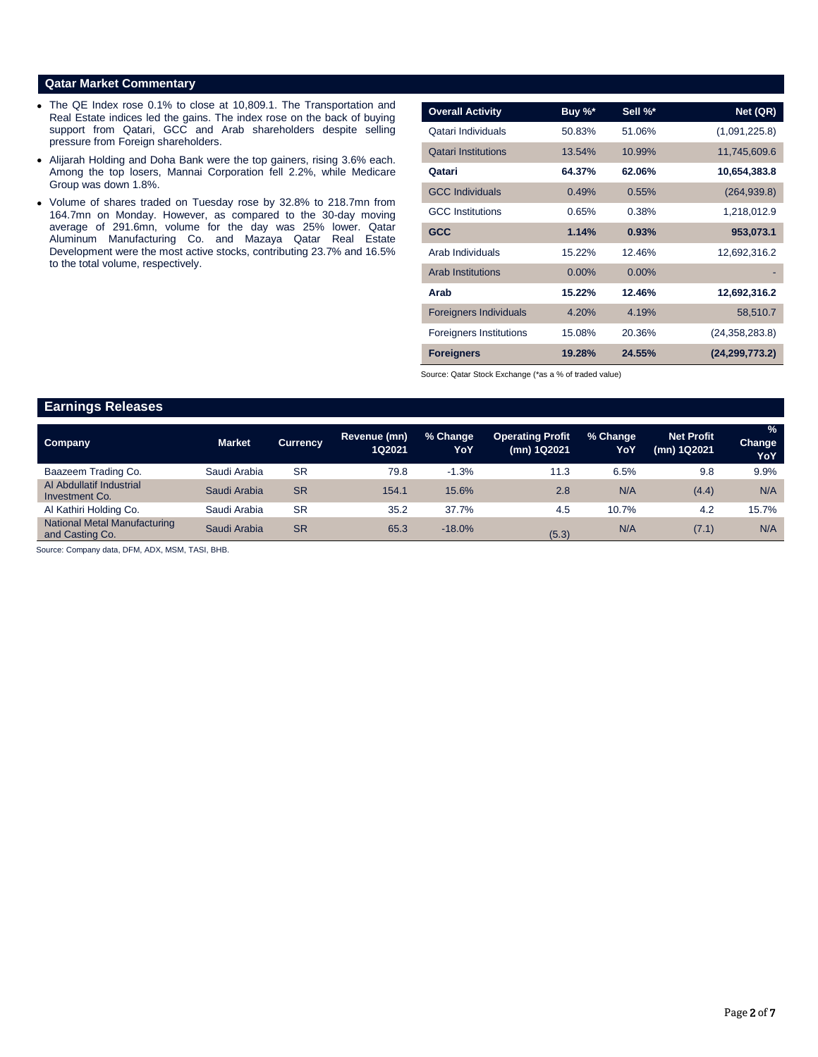## Qatar Market Commentary

- The QE Index rose 0.1% to close at 10,809.1. The Transportation and Real Estate indices led the gains. The index rose on the back of buying support from Qatari, GCC and Arab shareholders despite selling pressure from Foreign shareholders.
- Alijarah Holding and Doha Bank were the top gainers, rising 3.6% each. Among the top losers, Mannai Corporation fell 2.2%, while Medicare Group was down 1.8%.
- Volume of shares traded on Tuesday rose by 32.8% to 218.7mn from 164.7mn on Monday. However, as compared to the 30-day moving average of 291.6mn, volume for the day was 25% lower. Qatar Aluminum Manufacturing Co. and Mazaya Qatar Real Estate Development were the most active stocks, contributing 23.7% and 16.5% to the total volume, respectively.

| Overall Activity | Buy %* | Sell %* | Net (QR) |
|---|---|---|---|
| Qatari Individuals | 50.83% | 51.06% | (1,091,225.8) |
| Qatari Institutions | 13.54% | 10.99% | 11,745,609.6 |
| **Qatari** | **64.37%** | **62.06%** | **10,654,383.8** |
| GCC Individuals | 0.49% | 0.55% | (264,939.8) |
| GCC Institutions | 0.65% | 0.38% | 1,218,012.9 |
| **GCC** | **1.14%** | **0.93%** | **953,073.1** |
| Arab Individuals | 15.22% | 12.46% | 12,692,316.2 |
| Arab Institutions | 0.00% | 0.00% | - |
| **Arab** | **15.22%** | **12.46%** | **12,692,316.2** |
| Foreigners Individuals | 4.20% | 4.19% | 58,510.7 |
| Foreigners Institutions | 15.08% | 20.36% | (24,358,283.8) |
| **Foreigners** | **19.28%** | **24.55%** | **(24,299,773.2)** |

Source: Qatar Stock Exchange (*as a % of traded value)

## Earnings Releases

| Company | Market | Currency | Revenue (mn) 1Q2021 | % Change YoY | Operating Profit (mn) 1Q2021 | % Change YoY | Net Profit (mn) 1Q2021 | % Change YoY |
|---|---|---|---|---|---|---|---|---|
| Baazeem Trading Co. | Saudi Arabia | SR | 79.8 | -1.3% | 11.3 | 6.5% | 9.8 | 9.9% |
| Al Abdullatif Industrial Investment Co. | Saudi Arabia | SR | 154.1 | 15.6% | 2.8 | N/A | (4.4) | N/A |
| Al Kathiri Holding Co. | Saudi Arabia | SR | 35.2 | 37.7% | 4.5 | 10.7% | 4.2 | 15.7% |
| National Metal Manufacturing and Casting Co. | Saudi Arabia | SR | 65.3 | -18.0% | (5.3) | N/A | (7.1) | N/A |

Source: Company data, DFM, ADX, MSM, TASI, BHB.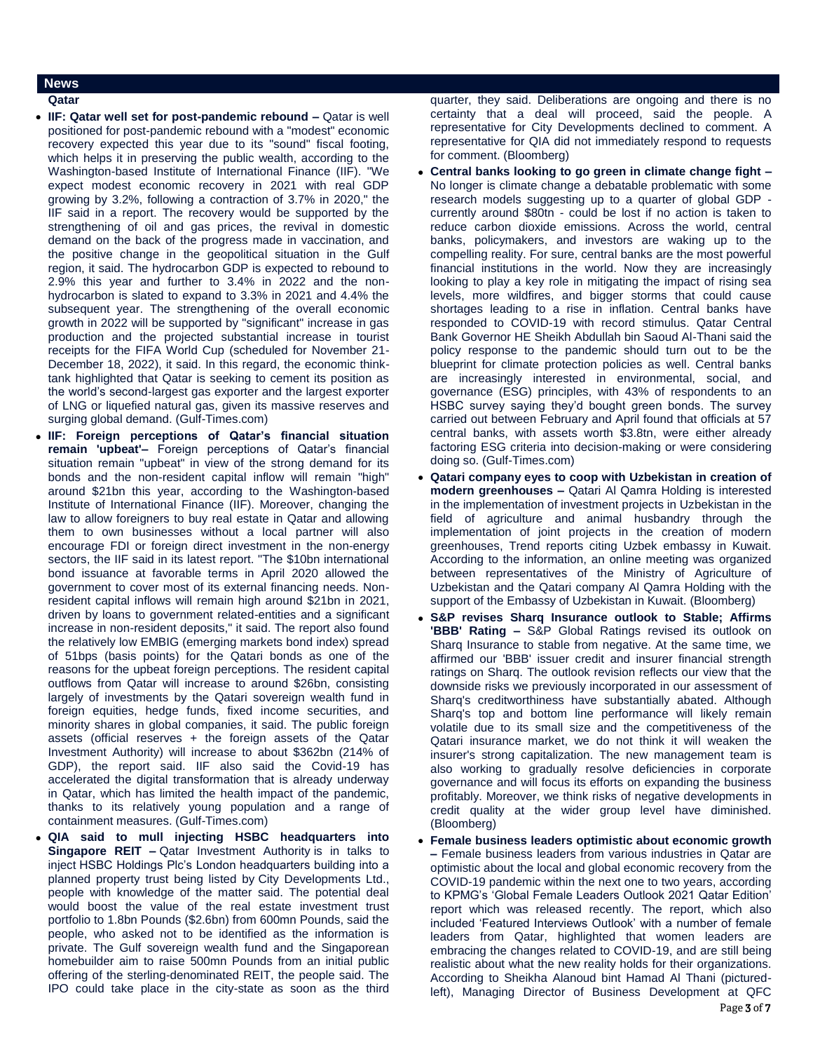## News

### Qatar

- **IIF: Qatar well set for post-pandemic rebound –** Qatar is well positioned for post-pandemic rebound with a "modest" economic recovery expected this year due to its "sound" fiscal footing, which helps it in preserving the public wealth, according to the Washington-based Institute of International Finance (IIF). "We expect modest economic recovery in 2021 with real GDP growing by 3.2%, following a contraction of 3.7% in 2020," the IIF said in a report. The recovery would be supported by the strengthening of oil and gas prices, the revival in domestic demand on the back of the progress made in vaccination, and the positive change in the geopolitical situation in the Gulf region, it said. The hydrocarbon GDP is expected to rebound to 2.9% this year and further to 3.4% in 2022 and the non-hydrocarbon is slated to expand to 3.3% in 2021 and 4.4% the subsequent year. The strengthening of the overall economic growth in 2022 will be supported by "significant" increase in gas production and the projected substantial increase in tourist receipts for the FIFA World Cup (scheduled for November 21-December 18, 2022), it said. In this regard, the economic think-tank highlighted that Qatar is seeking to cement its position as the world's second-largest gas exporter and the largest exporter of LNG or liquefied natural gas, given its massive reserves and surging global demand. (Gulf-Times.com)
- **IIF: Foreign perceptions of Qatar's financial situation remain 'upbeat'–** Foreign perceptions of Qatar's financial situation remain "upbeat" in view of the strong demand for its bonds and the non-resident capital inflow will remain "high" around \$21bn this year, according to the Washington-based Institute of International Finance (IIF). Moreover, changing the law to allow foreigners to buy real estate in Qatar and allowing them to own businesses without a local partner will also encourage FDI or foreign direct investment in the non-energy sectors, the IIF said in its latest report. "The \$10bn international bond issuance at favorable terms in April 2020 allowed the government to cover most of its external financing needs. Non-resident capital inflows will remain high around \$21bn in 2021, driven by loans to government related-entities and a significant increase in non-resident deposits," it said. The report also found the relatively low EMBIG (emerging markets bond index) spread of 51bps (basis points) for the Qatari bonds as one of the reasons for the upbeat foreign perceptions. The resident capital outflows from Qatar will increase to around \$26bn, consisting largely of investments by the Qatari sovereign wealth fund in foreign equities, hedge funds, fixed income securities, and minority shares in global companies, it said. The public foreign assets (official reserves + the foreign assets of the Qatar Investment Authority) will increase to about \$362bn (214% of GDP), the report said. IIF also said the Covid-19 has accelerated the digital transformation that is already underway in Qatar, which has limited the health impact of the pandemic, thanks to its relatively young population and a range of containment measures. (Gulf-Times.com)
- **QIA said to mull injecting HSBC headquarters into Singapore REIT –** Qatar Investment Authority is in talks to inject HSBC Holdings Plc's London headquarters building into a planned property trust being listed by City Developments Ltd., people with knowledge of the matter said. The potential deal would boost the value of the real estate investment trust portfolio to 1.8bn Pounds (\$2.6bn) from 600mn Pounds, said the people, who asked not to be identified as the information is private. The Gulf sovereign wealth fund and the Singaporean homebuilder aim to raise 500mn Pounds from an initial public offering of the sterling-denominated REIT, the people said. The IPO could take place in the city-state as soon as the third quarter, they said. Deliberations are ongoing and there is no certainty that a deal will proceed, said the people. A representative for City Developments declined to comment. A representative for QIA did not immediately respond to requests for comment. (Bloomberg)
- **Central banks looking to go green in climate change fight –** No longer is climate change a debatable problematic with some research models suggesting up to a quarter of global GDP - currently around \$80tn - could be lost if no action is taken to reduce carbon dioxide emissions. Across the world, central banks, policymakers, and investors are waking up to the compelling reality. For sure, central banks are the most powerful financial institutions in the world. Now they are increasingly looking to play a key role in mitigating the impact of rising sea levels, more wildfires, and bigger storms that could cause shortages leading to a rise in inflation. Central banks have responded to COVID-19 with record stimulus. Qatar Central Bank Governor HE Sheikh Abdullah bin Saoud Al-Thani said the policy response to the pandemic should turn out to be the blueprint for climate protection policies as well. Central banks are increasingly interested in environmental, social, and governance (ESG) principles, with 43% of respondents to an HSBC survey saying they'd bought green bonds. The survey carried out between February and April found that officials at 57 central banks, with assets worth \$3.8tn, were either already factoring ESG criteria into decision-making or were considering doing so. (Gulf-Times.com)
- **Qatari company eyes to coop with Uzbekistan in creation of modern greenhouses –** Qatari Al Qamra Holding is interested in the implementation of investment projects in Uzbekistan in the field of agriculture and animal husbandry through the implementation of joint projects in the creation of modern greenhouses, Trend reports citing Uzbek embassy in Kuwait. According to the information, an online meeting was organized between representatives of the Ministry of Agriculture of Uzbekistan and the Qatari company Al Qamra Holding with the support of the Embassy of Uzbekistan in Kuwait. (Bloomberg)
- **S&P revises Sharq Insurance outlook to Stable; Affirms 'BBB' Rating –** S&P Global Ratings revised its outlook on Sharq Insurance to stable from negative. At the same time, we affirmed our 'BBB' issuer credit and insurer financial strength ratings on Sharq. The outlook revision reflects our view that the downside risks we previously incorporated in our assessment of Sharq's creditworthiness have substantially abated. Although Sharq's top and bottom line performance will likely remain volatile due to its small size and the competitiveness of the Qatari insurance market, we do not think it will weaken the insurer's strong capitalization. The new management team is also working to gradually resolve deficiencies in corporate governance and will focus its efforts on expanding the business profitably. Moreover, we think risks of negative developments in credit quality at the wider group level have diminished. (Bloomberg)
- **Female business leaders optimistic about economic growth –** Female business leaders from various industries in Qatar are optimistic about the local and global economic recovery from the COVID-19 pandemic within the next one to two years, according to KPMG's 'Global Female Leaders Outlook 2021 Qatar Edition' report which was released recently. The report, which also included 'Featured Interviews Outlook' with a number of female leaders from Qatar, highlighted that women leaders are embracing the changes related to COVID-19, and are still being realistic about what the new reality holds for their organizations. According to Sheikha Alanoud bint Hamad Al Thani (pictured-left), Managing Director of Business Development at QFC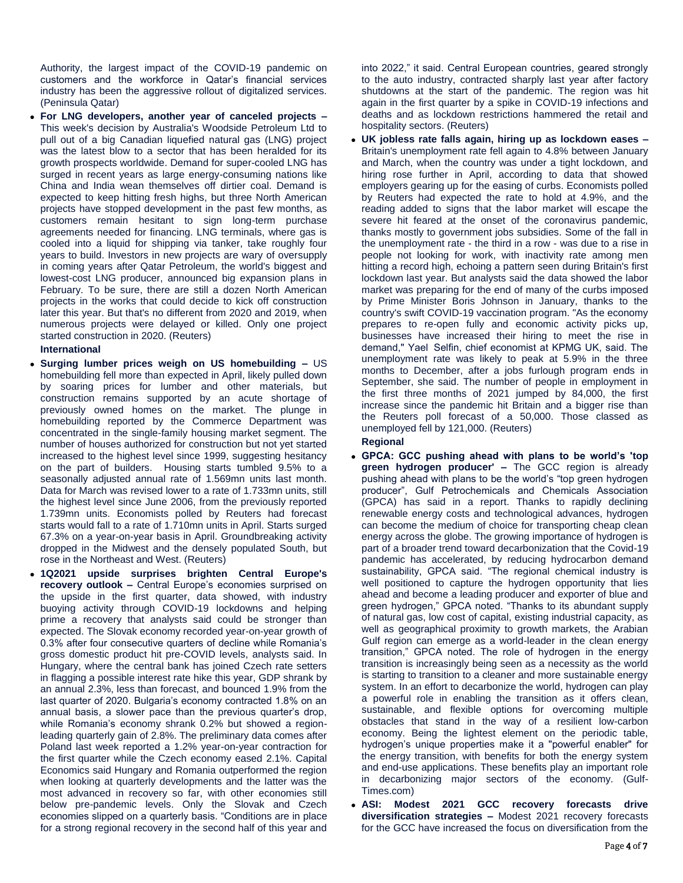Authority, the largest impact of the COVID-19 pandemic on customers and the workforce in Qatar's financial services industry has been the aggressive rollout of digitalized services. (Peninsula Qatar)

- **For LNG developers, another year of canceled projects –** This week's decision by Australia's Woodside Petroleum Ltd to pull out of a big Canadian liquefied natural gas (LNG) project was the latest blow to a sector that has been heralded for its growth prospects worldwide. Demand for super-cooled LNG has surged in recent years as large energy-consuming nations like China and India wean themselves off dirtier coal. Demand is expected to keep hitting fresh highs, but three North American projects have stopped development in the past few months, as customers remain hesitant to sign long-term purchase agreements needed for financing. LNG terminals, where gas is cooled into a liquid for shipping via tanker, take roughly four years to build. Investors in new projects are wary of oversupply in coming years after Qatar Petroleum, the world's biggest and lowest-cost LNG producer, announced big expansion plans in February. To be sure, there are still a dozen North American projects in the works that could decide to kick off construction later this year. But that's no different from 2020 and 2019, when numerous projects were delayed or killed. Only one project started construction in 2020. (Reuters)

**International**

- **Surging lumber prices weigh on US homebuilding –** US homebuilding fell more than expected in April, likely pulled down by soaring prices for lumber and other materials, but construction remains supported by an acute shortage of previously owned homes on the market. The plunge in homebuilding reported by the Commerce Department was concentrated in the single-family housing market segment. The number of houses authorized for construction but not yet started increased to the highest level since 1999, suggesting hesitancy on the part of builders. Housing starts tumbled 9.5% to a seasonally adjusted annual rate of 1.569mn units last month. Data for March was revised lower to a rate of 1.733mn units, still the highest level since June 2006, from the previously reported 1.739mn units. Economists polled by Reuters had forecast starts would fall to a rate of 1.710mn units in April. Starts surged 67.3% on a year-on-year basis in April. Groundbreaking activity dropped in the Midwest and the densely populated South, but rose in the Northeast and West. (Reuters)
- **1Q2021 upside surprises brighten Central Europe's recovery outlook –** Central Europe's economies surprised on the upside in the first quarter, data showed, with industry buoying activity through COVID-19 lockdowns and helping prime a recovery that analysts said could be stronger than expected. The Slovak economy recorded year-on-year growth of 0.3% after four consecutive quarters of decline while Romania's gross domestic product hit pre-COVID levels, analysts said. In Hungary, where the central bank has joined Czech rate setters in flagging a possible interest rate hike this year, GDP shrank by an annual 2.3%, less than forecast, and bounced 1.9% from the last quarter of 2020. Bulgaria's economy contracted 1.8% on an annual basis, a slower pace than the previous quarter's drop, while Romania's economy shrank 0.2% but showed a region-leading quarterly gain of 2.8%. The preliminary data comes after Poland last week reported a 1.2% year-on-year contraction for the first quarter while the Czech economy eased 2.1%. Capital Economics said Hungary and Romania outperformed the region when looking at quarterly developments and the latter was the most advanced in recovery so far, with other economies still below pre-pandemic levels. Only the Slovak and Czech economies slipped on a quarterly basis. "Conditions are in place for a strong regional recovery in the second half of this year and into 2022," it said. Central European countries, geared strongly to the auto industry, contracted sharply last year after factory shutdowns at the start of the pandemic. The region was hit again in the first quarter by a spike in COVID-19 infections and deaths and as lockdown restrictions hammered the retail and hospitality sectors. (Reuters)
- **UK jobless rate falls again, hiring up as lockdown eases –** Britain's unemployment rate fell again to 4.8% between January and March, when the country was under a tight lockdown, and hiring rose further in April, according to data that showed employers gearing up for the easing of curbs. Economists polled by Reuters had expected the rate to hold at 4.9%, and the reading added to signs that the labor market will escape the severe hit feared at the onset of the coronavirus pandemic, thanks mostly to government jobs subsidies. Some of the fall in the unemployment rate - the third in a row - was due to a rise in people not looking for work, with inactivity rate among men hitting a record high, echoing a pattern seen during Britain's first lockdown last year. But analysts said the data showed the labor market was preparing for the end of many of the curbs imposed by Prime Minister Boris Johnson in January, thanks to the country's swift COVID-19 vaccination program. "As the economy prepares to re-open fully and economic activity picks up, businesses have increased their hiring to meet the rise in demand," Yael Selfin, chief economist at KPMG UK, said. The unemployment rate was likely to peak at 5.9% in the three months to December, after a jobs furlough program ends in September, she said. The number of people in employment in the first three months of 2021 jumped by 84,000, the first increase since the pandemic hit Britain and a bigger rise than the Reuters poll forecast of a 50,000. Those classed as unemployed fell by 121,000. (Reuters)

**Regional**

- **GPCA: GCC pushing ahead with plans to be world's 'top green hydrogen producer' –** The GCC region is already pushing ahead with plans to be the world's "top green hydrogen producer", Gulf Petrochemicals and Chemicals Association (GPCA) has said in a report. Thanks to rapidly declining renewable energy costs and technological advances, hydrogen can become the medium of choice for transporting cheap clean energy across the globe. The growing importance of hydrogen is part of a broader trend toward decarbonization that the Covid-19 pandemic has accelerated, by reducing hydrocarbon demand sustainability, GPCA said. "The regional chemical industry is well positioned to capture the hydrogen opportunity that lies ahead and become a leading producer and exporter of blue and green hydrogen," GPCA noted. "Thanks to its abundant supply of natural gas, low cost of capital, existing industrial capacity, as well as geographical proximity to growth markets, the Arabian Gulf region can emerge as a world-leader in the clean energy transition," GPCA noted. The role of hydrogen in the energy transition is increasingly being seen as a necessity as the world is starting to transition to a cleaner and more sustainable energy system. In an effort to decarbonize the world, hydrogen can play a powerful role in enabling the transition as it offers clean, sustainable, and flexible options for overcoming multiple obstacles that stand in the way of a resilient low-carbon economy. Being the lightest element on the periodic table, hydrogen's unique properties make it a "powerful enabler" for the energy transition, with benefits for both the energy system and end-use applications. These benefits play an important role in decarbonizing major sectors of the economy. (Gulf-Times.com)
- **ASI: Modest 2021 GCC recovery forecasts drive diversification strategies –** Modest 2021 recovery forecasts for the GCC have increased the focus on diversification from the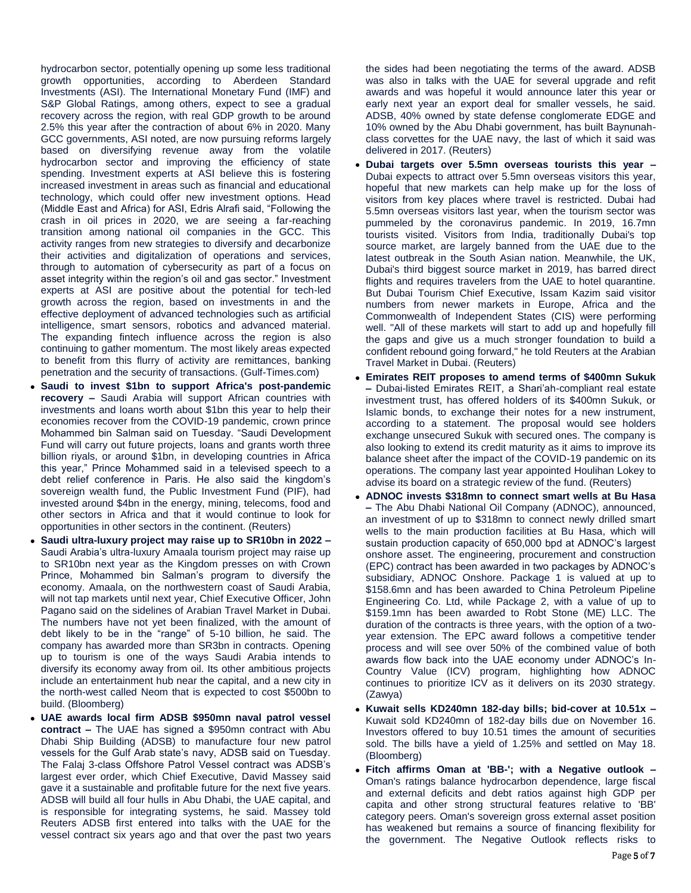hydrocarbon sector, potentially opening up some less traditional growth opportunities, according to Aberdeen Standard Investments (ASI). The International Monetary Fund (IMF) and S&P Global Ratings, among others, expect to see a gradual recovery across the region, with real GDP growth to be around 2.5% this year after the contraction of about 6% in 2020. Many GCC governments, ASI noted, are now pursuing reforms largely based on diversifying revenue away from the volatile hydrocarbon sector and improving the efficiency of state spending. Investment experts at ASI believe this is fostering increased investment in areas such as financial and educational technology, which could offer new investment options. Head (Middle East and Africa) for ASI, Edris Alrafi said, "Following the crash in oil prices in 2020, we are seeing a far-reaching transition among national oil companies in the GCC. This activity ranges from new strategies to diversify and decarbonize their activities and digitalization of operations and services, through to automation of cybersecurity as part of a focus on asset integrity within the region's oil and gas sector." Investment experts at ASI are positive about the potential for tech-led growth across the region, based on investments in and the effective deployment of advanced technologies such as artificial intelligence, smart sensors, robotics and advanced material. The expanding fintech influence across the region is also continuing to gather momentum. The most likely areas expected to benefit from this flurry of activity are remittances, banking penetration and the security of transactions. (Gulf-Times.com)

- **Saudi to invest $1bn to support Africa's post-pandemic recovery –** Saudi Arabia will support African countries with investments and loans worth about $1bn this year to help their economies recover from the COVID-19 pandemic, crown prince Mohammed bin Salman said on Tuesday. "Saudi Development Fund will carry out future projects, loans and grants worth three billion riyals, or around $1bn, in developing countries in Africa this year," Prince Mohammed said in a televised speech to a debt relief conference in Paris. He also said the kingdom's sovereign wealth fund, the Public Investment Fund (PIF), had invested around $4bn in the energy, mining, telecoms, food and other sectors in Africa and that it would continue to look for opportunities in other sectors in the continent. (Reuters)
- **Saudi ultra-luxury project may raise up to SR10bn in 2022 –** Saudi Arabia's ultra-luxury Amaala tourism project may raise up to SR10bn next year as the Kingdom presses on with Crown Prince, Mohammed bin Salman's program to diversify the economy. Amaala, on the northwestern coast of Saudi Arabia, will not tap markets until next year, Chief Executive Officer, John Pagano said on the sidelines of Arabian Travel Market in Dubai. The numbers have not yet been finalized, with the amount of debt likely to be in the "range" of 5-10 billion, he said. The company has awarded more than SR3bn in contracts. Opening up to tourism is one of the ways Saudi Arabia intends to diversify its economy away from oil. Its other ambitious projects include an entertainment hub near the capital, and a new city in the north-west called Neom that is expected to cost $500bn to build. (Bloomberg)
- **UAE awards local firm ADSB $950mn naval patrol vessel contract –** The UAE has signed a $950mn contract with Abu Dhabi Ship Building (ADSB) to manufacture four new patrol vessels for the Gulf Arab state's navy, ADSB said on Tuesday. The Falaj 3-class Offshore Patrol Vessel contract was ADSB's largest ever order, which Chief Executive, David Massey said gave it a sustainable and profitable future for the next five years. ADSB will build all four hulls in Abu Dhabi, the UAE capital, and is responsible for integrating systems, he said. Massey told Reuters ADSB first entered into talks with the UAE for the vessel contract six years ago and that over the past two years the sides had been negotiating the terms of the award. ADSB was also in talks with the UAE for several upgrade and refit awards and was hopeful it would announce later this year or early next year an export deal for smaller vessels, he said. ADSB, 40% owned by state defense conglomerate EDGE and 10% owned by the Abu Dhabi government, has built Baynunah-class corvettes for the UAE navy, the last of which it said was delivered in 2017. (Reuters)
- **Dubai targets over 5.5mn overseas tourists this year –** Dubai expects to attract over 5.5mn overseas visitors this year, hopeful that new markets can help make up for the loss of visitors from key places where travel is restricted. Dubai had 5.5mn overseas visitors last year, when the tourism sector was pummeled by the coronavirus pandemic. In 2019, 16.7mn tourists visited. Visitors from India, traditionally Dubai's top source market, are largely banned from the UAE due to the latest outbreak in the South Asian nation. Meanwhile, the UK, Dubai's third biggest source market in 2019, has barred direct flights and requires travelers from the UAE to hotel quarantine. But Dubai Tourism Chief Executive, Issam Kazim said visitor numbers from newer markets in Europe, Africa and the Commonwealth of Independent States (CIS) were performing well. "All of these markets will start to add up and hopefully fill the gaps and give us a much stronger foundation to build a confident rebound going forward," he told Reuters at the Arabian Travel Market in Dubai. (Reuters)
- **Emirates REIT proposes to amend terms of $400mn Sukuk –** Dubai-listed Emirates REIT, a Shari'ah-compliant real estate investment trust, has offered holders of its $400mn Sukuk, or Islamic bonds, to exchange their notes for a new instrument, according to a statement. The proposal would see holders exchange unsecured Sukuk with secured ones. The company is also looking to extend its credit maturity as it aims to improve its balance sheet after the impact of the COVID-19 pandemic on its operations. The company last year appointed Houlihan Lokey to advise its board on a strategic review of the fund. (Reuters)
- **ADNOC invests $318mn to connect smart wells at Bu Hasa –** The Abu Dhabi National Oil Company (ADNOC), announced, an investment of up to $318mn to connect newly drilled smart wells to the main production facilities at Bu Hasa, which will sustain production capacity of 650,000 bpd at ADNOC's largest onshore asset. The engineering, procurement and construction (EPC) contract has been awarded in two packages by ADNOC's subsidiary, ADNOC Onshore. Package 1 is valued at up to $158.6mn and has been awarded to China Petroleum Pipeline Engineering Co. Ltd, while Package 2, with a value of up to $159.1mn has been awarded to Robt Stone (ME) LLC. The duration of the contracts is three years, with the option of a two-year extension. The EPC award follows a competitive tender process and will see over 50% of the combined value of both awards flow back into the UAE economy under ADNOC's In-Country Value (ICV) program, highlighting how ADNOC continues to prioritize ICV as it delivers on its 2030 strategy. (Zawya)
- **Kuwait sells KD240mn 182-day bills; bid-cover at 10.51x –** Kuwait sold KD240mn of 182-day bills due on November 16. Investors offered to buy 10.51 times the amount of securities sold. The bills have a yield of 1.25% and settled on May 18. (Bloomberg)
- **Fitch affirms Oman at 'BB-'; with a Negative outlook –** Oman's ratings balance hydrocarbon dependence, large fiscal and external deficits and debt ratios against high GDP per capita and other strong structural features relative to 'BB' category peers. Oman's sovereign gross external asset position has weakened but remains a source of financing flexibility for the government. The Negative Outlook reflects risks to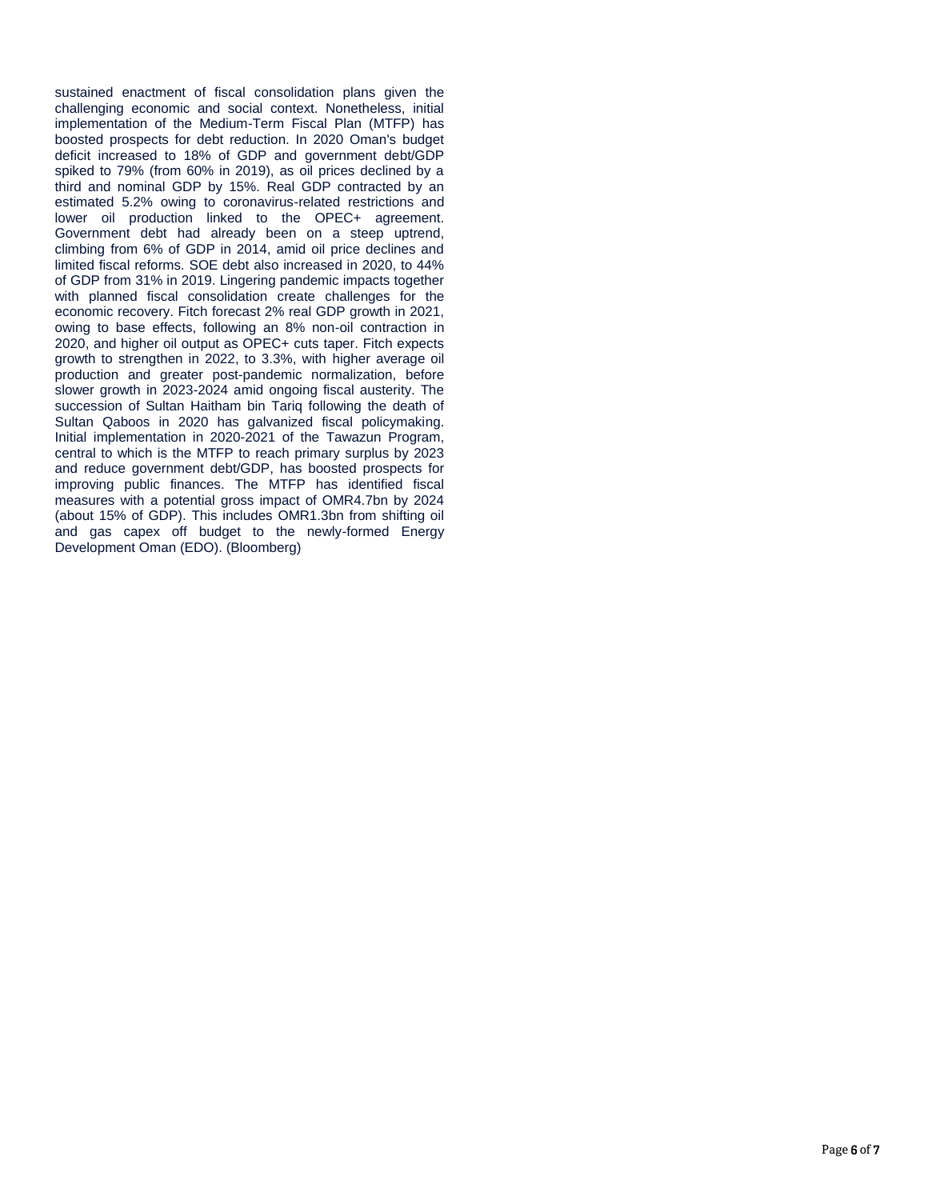sustained enactment of fiscal consolidation plans given the challenging economic and social context. Nonetheless, initial implementation of the Medium-Term Fiscal Plan (MTFP) has boosted prospects for debt reduction. In 2020 Oman's budget deficit increased to 18% of GDP and government debt/GDP spiked to 79% (from 60% in 2019), as oil prices declined by a third and nominal GDP by 15%. Real GDP contracted by an estimated 5.2% owing to coronavirus-related restrictions and lower oil production linked to the OPEC+ agreement. Government debt had already been on a steep uptrend, climbing from 6% of GDP in 2014, amid oil price declines and limited fiscal reforms. SOE debt also increased in 2020, to 44% of GDP from 31% in 2019. Lingering pandemic impacts together with planned fiscal consolidation create challenges for the economic recovery. Fitch forecast 2% real GDP growth in 2021, owing to base effects, following an 8% non-oil contraction in 2020, and higher oil output as OPEC+ cuts taper. Fitch expects growth to strengthen in 2022, to 3.3%, with higher average oil production and greater post-pandemic normalization, before slower growth in 2023-2024 amid ongoing fiscal austerity. The succession of Sultan Haitham bin Tariq following the death of Sultan Qaboos in 2020 has galvanized fiscal policymaking. Initial implementation in 2020-2021 of the Tawazun Program, central to which is the MTFP to reach primary surplus by 2023 and reduce government debt/GDP, has boosted prospects for improving public finances. The MTFP has identified fiscal measures with a potential gross impact of OMR4.7bn by 2024 (about 15% of GDP). This includes OMR1.3bn from shifting oil and gas capex off budget to the newly-formed Energy Development Oman (EDO). (Bloomberg)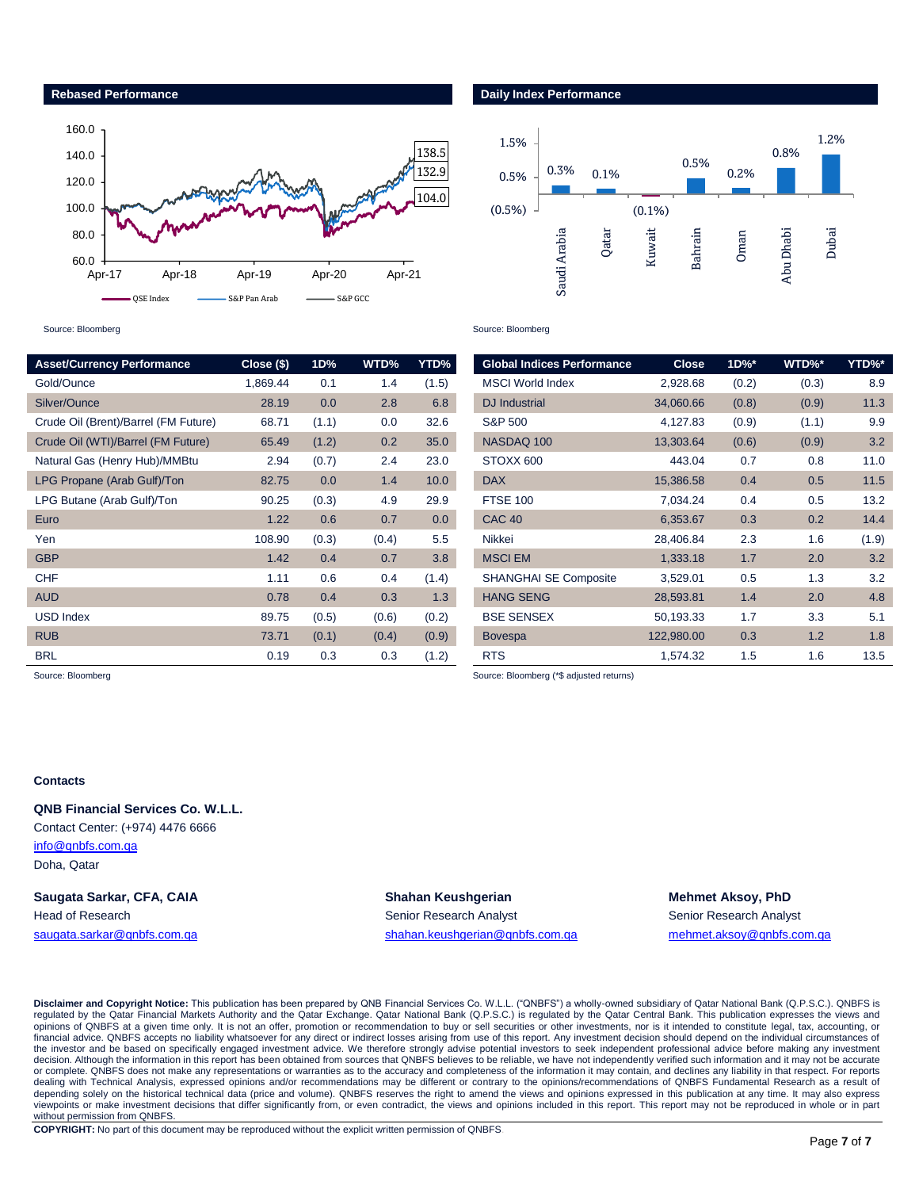## Rebased Performance

160.0
140.0
120.0
100.0
80.0
60.0

Apr-17 Apr-18 Apr-19 Apr-20 Apr-21

138.5
132.9
104.0

QSE Index — S&P Pan Arab — S&P GCC

Source: Bloomberg

## Daily Index Performance

1.5%
0.5%
(0.5%)

0.3% 0.1% (0.1%) 0.5% 0.2% 0.8% 1.2%

Saudi Arabia Qatar Kuwait Bahrain Oman Abu Dhabi Dubai

Source: Bloomberg

| Asset/Currency Performance | Close ($) | 1D% | WTD% | YTD% |
|---|---|---|---|---|
| Gold/Ounce | 1,869.44 | 0.1 | 1.4 | (1.5) |
| Silver/Ounce | 28.19 | 0.0 | 2.8 | 6.8 |
| Crude Oil (Brent)/Barrel (FM Future) | 68.71 | (1.1) | 0.0 | 32.6 |
| Crude Oil (WTI)/Barrel (FM Future) | 65.49 | (1.2) | 0.2 | 35.0 |
| Natural Gas (Henry Hub)/MMBtu | 2.94 | (0.7) | 2.4 | 23.0 |
| LPG Propane (Arab Gulf)/Ton | 82.75 | 0.0 | 1.4 | 10.0 |
| LPG Butane (Arab Gulf)/Ton | 90.25 | (0.3) | 4.9 | 29.9 |
| Euro | 1.22 | 0.6 | 0.7 | 0.0 |
| Yen | 108.90 | (0.3) | (0.4) | 5.5 |
| GBP | 1.42 | 0.4 | 0.7 | 3.8 |
| CHF | 1.11 | 0.6 | 0.4 | (1.4) |
| AUD | 0.78 | 0.4 | 0.3 | 1.3 |
| USD Index | 89.75 | (0.5) | (0.6) | (0.2) |
| RUB | 73.71 | (0.1) | (0.4) | (0.9) |
| BRL | 0.19 | 0.3 | 0.3 | (1.2) |

Source: Bloomberg

| Global Indices Performance | Close | 1D%* | WTD%* | YTD%* |
|---|---|---|---|---|
| MSCI World Index | 2,928.68 | (0.2) | (0.3) | 8.9 |
| DJ Industrial | 34,060.66 | (0.8) | (0.9) | 11.3 |
| S&P 500 | 4,127.83 | (0.9) | (1.1) | 9.9 |
| NASDAQ 100 | 13,303.64 | (0.6) | (0.9) | 3.2 |
| STOXX 600 | 443.04 | 0.7 | 0.8 | 11.0 |
| DAX | 15,386.58 | 0.4 | 0.5 | 11.5 |
| FTSE 100 | 7,034.24 | 0.4 | 0.5 | 13.2 |
| CAC 40 | 6,353.67 | 0.3 | 0.2 | 14.4 |
| Nikkei | 28,406.84 | 2.3 | 1.6 | (1.9) |
| MSCI EM | 1,333.18 | 1.7 | 2.0 | 3.2 |
| SHANGHAI SE Composite | 3,529.01 | 0.5 | 1.3 | 3.2 |
| HANG SENG | 28,593.81 | 1.4 | 2.0 | 4.8 |
| BSE SENSEX | 50,193.33 | 1.7 | 3.3 | 5.1 |
| Bovespa | 122,980.00 | 0.3 | 1.2 | 1.8 |
| RTS | 1,574.32 | 1.5 | 1.6 | 13.5 |

Source: Bloomberg (*$ adjusted returns)

**Contacts**

**QNB Financial Services Co. W.L.L.**
Contact Center: (+974) 4476 6666
info@qnbfs.com.qa
Doha, Qatar

**Saugata Sarkar, CFA, CAIA**
Head of Research
saugata.sarkar@qnbfs.com.qa

**Shahan Keushgerian**
Senior Research Analyst
shahan.keushgerian@qnbfs.com.qa

**Mehmet Aksoy, PhD**
Senior Research Analyst
mehmet.aksoy@qnbfs.com.qa

**Disclaimer and Copyright Notice:** This publication has been prepared by QNB Financial Services Co. W.L.L. ("QNBFS") a wholly-owned subsidiary of Qatar National Bank (Q.P.S.C.). QNBFS is regulated by the Qatar Financial Markets Authority and the Qatar Exchange. Qatar National Bank (Q.P.S.C.) is regulated by the Qatar Central Bank. This publication expresses the views and opinions of QNBFS at a given time only. It is not an offer, promotion or recommendation to buy or sell securities or other investments, nor is it intended to constitute legal, tax, accounting, or financial advice. QNBFS accepts no liability whatsoever for any direct or indirect losses arising from use of this report. Any investment decision should depend on the individual circumstances of the investor and be based on specifically engaged investment advice. We therefore strongly advise potential investors to seek independent professional advice before making any investment decision. Although the information in this report has been obtained from sources that QNBFS believes to be reliable, we have not independently verified such information and it may not be accurate or complete. QNBFS does not make any representations or warranties as to the accuracy and completeness of the information it may contain, and declines any liability in that respect. For reports dealing with Technical Analysis, expressed opinions and/or recommendations may be different or contrary to the opinions/recommendations of QNBFS Fundamental Research as a result of depending solely on the historical technical data (price and volume). QNBFS reserves the right to amend the views and opinions expressed in this publication at any time. It may also express viewpoints or make investment decisions that differ significantly from, or even contradict, the views and opinions included in this report. This report may not be reproduced in whole or in part without permission from QNBFS.

**COPYRIGHT:** No part of this document may be reproduced without the explicit written permission of QNBFS.